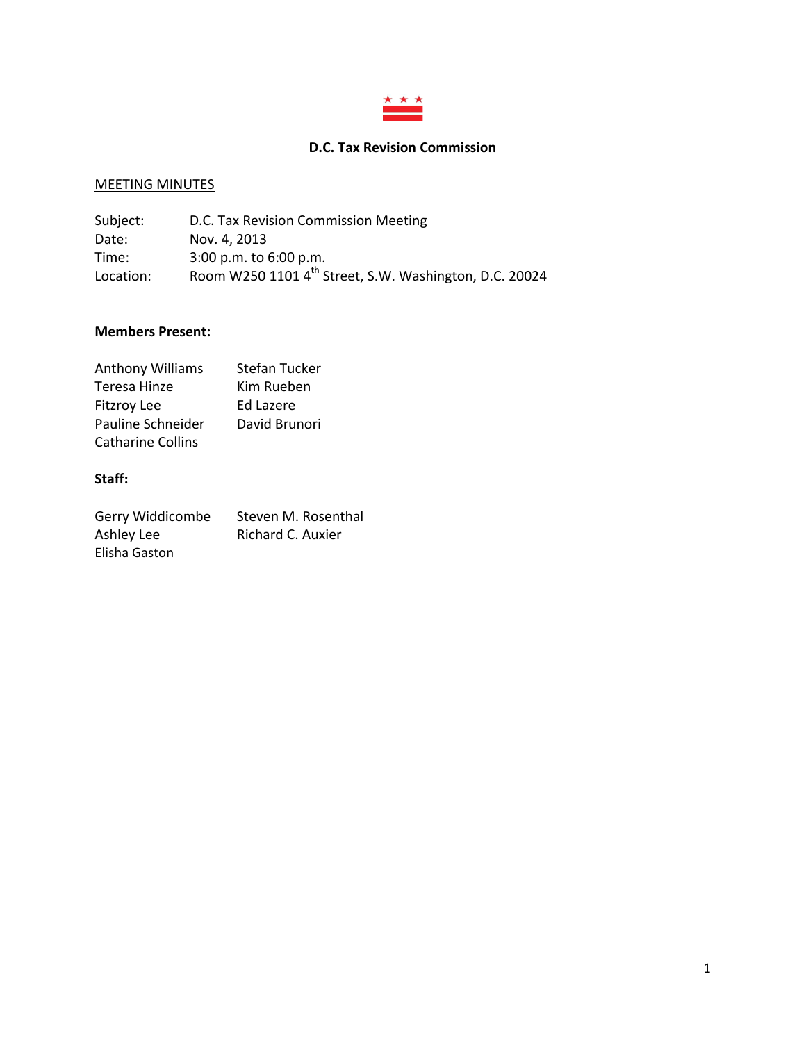# D.C. Tax Revision Commission

## MEETING MINUTES

Subject: D.C. Tax Revision Commission Meeting
Date: Nov. 4, 2013
Time: 3:00 p.m. to 6:00 p.m.
Location: Room W250 1101 4th Street, S.W. Washington, D.C. 20024

**Members Present:**

| | |
|---|---|
| Anthony Williams | Stefan Tucker |
| Teresa Hinze | Kim Rueben |
| Fitzroy Lee | Ed Lazere |
| Pauline Schneider | David Brunori |
| Catharine Collins | |

**Staff:**

| | |
|---|---|
| Gerry Widdicombe | Steven M. Rosenthal |
| Ashley Lee | Richard C. Auxier |
| Elisha Gaston | |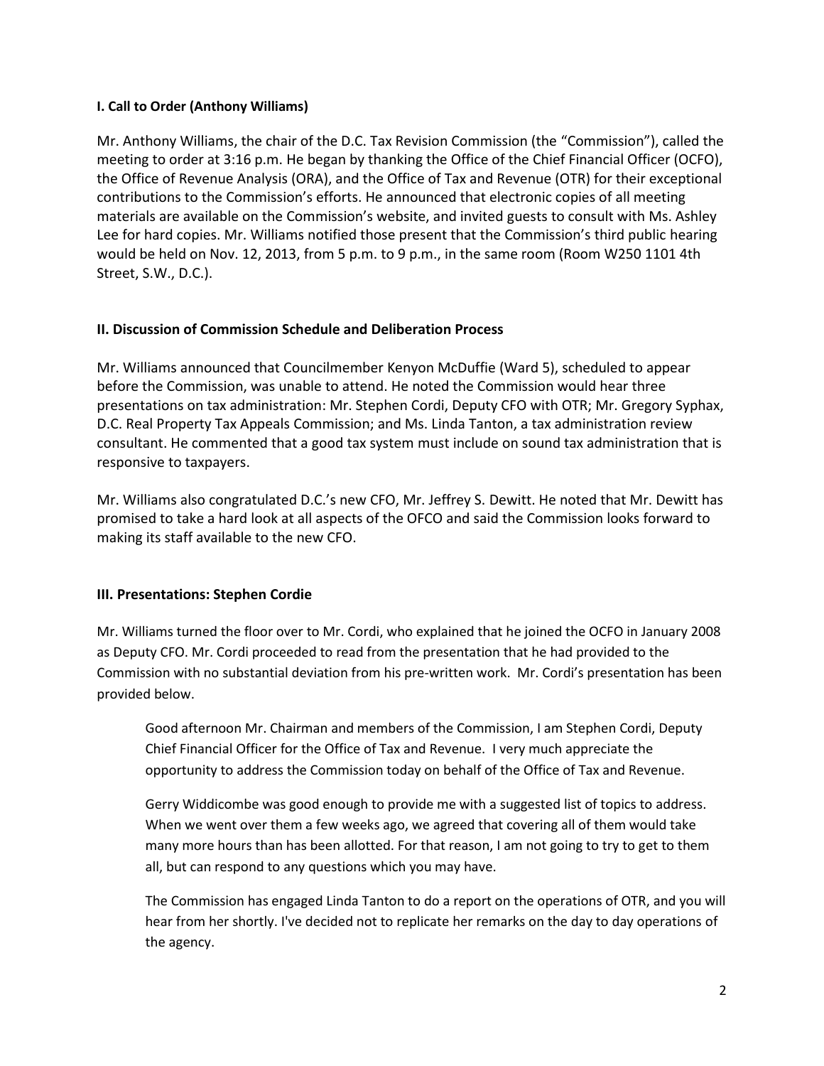**I. Call to Order (Anthony Williams)**

Mr. Anthony Williams, the chair of the D.C. Tax Revision Commission (the "Commission"), called the meeting to order at 3:16 p.m. He began by thanking the Office of the Chief Financial Officer (OCFO), the Office of Revenue Analysis (ORA), and the Office of Tax and Revenue (OTR) for their exceptional contributions to the Commission's efforts. He announced that electronic copies of all meeting materials are available on the Commission's website, and invited guests to consult with Ms. Ashley Lee for hard copies. Mr. Williams notified those present that the Commission's third public hearing would be held on Nov. 12, 2013, from 5 p.m. to 9 p.m., in the same room (Room W250 1101 4th Street, S.W., D.C.).

**II. Discussion of Commission Schedule and Deliberation Process**

Mr. Williams announced that Councilmember Kenyon McDuffie (Ward 5), scheduled to appear before the Commission, was unable to attend. He noted the Commission would hear three presentations on tax administration: Mr. Stephen Cordi, Deputy CFO with OTR; Mr. Gregory Syphax, D.C. Real Property Tax Appeals Commission; and Ms. Linda Tanton, a tax administration review consultant. He commented that a good tax system must include on sound tax administration that is responsive to taxpayers.

Mr. Williams also congratulated D.C.'s new CFO, Mr. Jeffrey S. Dewitt. He noted that Mr. Dewitt has promised to take a hard look at all aspects of the OFCO and said the Commission looks forward to making its staff available to the new CFO.

**III. Presentations: Stephen Cordie**

Mr. Williams turned the floor over to Mr. Cordi, who explained that he joined the OCFO in January 2008 as Deputy CFO. Mr. Cordi proceeded to read from the presentation that he had provided to the Commission with no substantial deviation from his pre-written work. Mr. Cordi's presentation has been provided below.

> Good afternoon Mr. Chairman and members of the Commission, I am Stephen Cordi, Deputy Chief Financial Officer for the Office of Tax and Revenue. I very much appreciate the opportunity to address the Commission today on behalf of the Office of Tax and Revenue.
>
> Gerry Widdicombe was good enough to provide me with a suggested list of topics to address. When we went over them a few weeks ago, we agreed that covering all of them would take many more hours than has been allotted. For that reason, I am not going to try to get to them all, but can respond to any questions which you may have.
>
> The Commission has engaged Linda Tanton to do a report on the operations of OTR, and you will hear from her shortly. I've decided not to replicate her remarks on the day to day operations of the agency.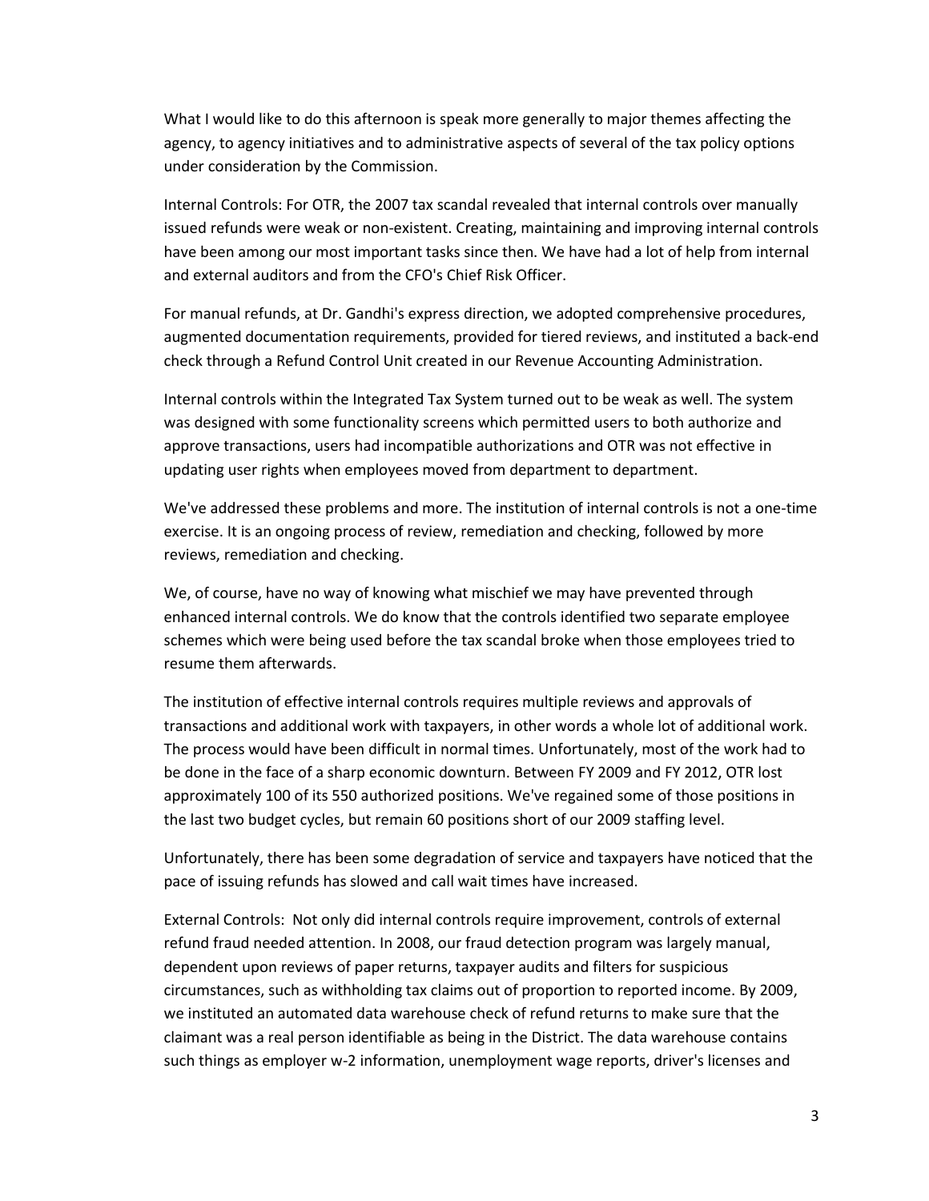What I would like to do this afternoon is speak more generally to major themes affecting the agency, to agency initiatives and to administrative aspects of several of the tax policy options under consideration by the Commission.

Internal Controls: For OTR, the 2007 tax scandal revealed that internal controls over manually issued refunds were weak or non-existent. Creating, maintaining and improving internal controls have been among our most important tasks since then. We have had a lot of help from internal and external auditors and from the CFO's Chief Risk Officer.

For manual refunds, at Dr. Gandhi's express direction, we adopted comprehensive procedures, augmented documentation requirements, provided for tiered reviews, and instituted a back-end check through a Refund Control Unit created in our Revenue Accounting Administration.

Internal controls within the Integrated Tax System turned out to be weak as well. The system was designed with some functionality screens which permitted users to both authorize and approve transactions, users had incompatible authorizations and OTR was not effective in updating user rights when employees moved from department to department.

We've addressed these problems and more. The institution of internal controls is not a one-time exercise. It is an ongoing process of review, remediation and checking, followed by more reviews, remediation and checking.

We, of course, have no way of knowing what mischief we may have prevented through enhanced internal controls. We do know that the controls identified two separate employee schemes which were being used before the tax scandal broke when those employees tried to resume them afterwards.

The institution of effective internal controls requires multiple reviews and approvals of transactions and additional work with taxpayers, in other words a whole lot of additional work. The process would have been difficult in normal times. Unfortunately, most of the work had to be done in the face of a sharp economic downturn. Between FY 2009 and FY 2012, OTR lost approximately 100 of its 550 authorized positions. We've regained some of those positions in the last two budget cycles, but remain 60 positions short of our 2009 staffing level.

Unfortunately, there has been some degradation of service and taxpayers have noticed that the pace of issuing refunds has slowed and call wait times have increased.

External Controls: Not only did internal controls require improvement, controls of external refund fraud needed attention. In 2008, our fraud detection program was largely manual, dependent upon reviews of paper returns, taxpayer audits and filters for suspicious circumstances, such as withholding tax claims out of proportion to reported income. By 2009, we instituted an automated data warehouse check of refund returns to make sure that the claimant was a real person identifiable as being in the District. The data warehouse contains such things as employer w-2 information, unemployment wage reports, driver's licenses and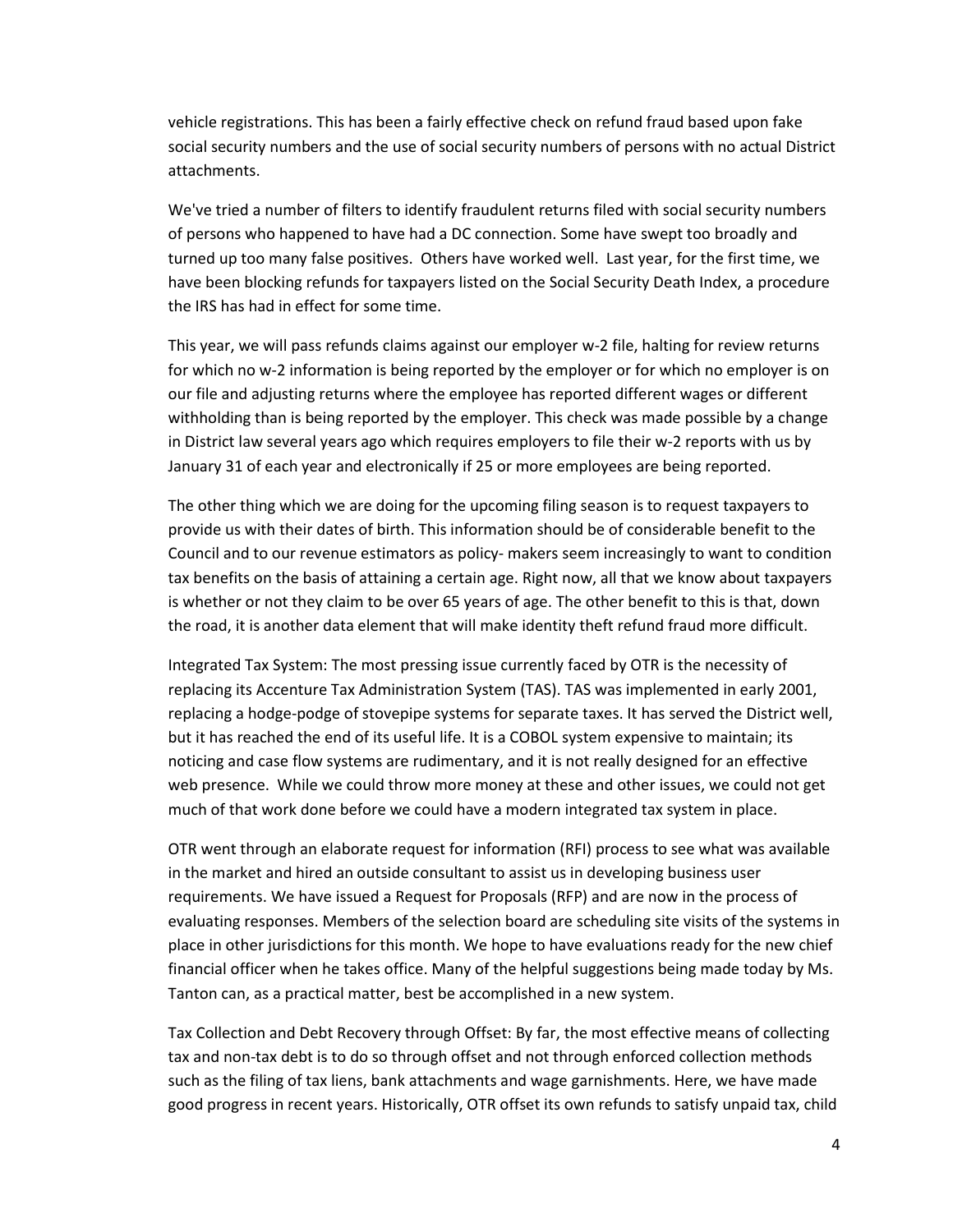vehicle registrations. This has been a fairly effective check on refund fraud based upon fake social security numbers and the use of social security numbers of persons with no actual District attachments.

We've tried a number of filters to identify fraudulent returns filed with social security numbers of persons who happened to have had a DC connection. Some have swept too broadly and turned up too many false positives. Others have worked well. Last year, for the first time, we have been blocking refunds for taxpayers listed on the Social Security Death Index, a procedure the IRS has had in effect for some time.

This year, we will pass refunds claims against our employer w-2 file, halting for review returns for which no w-2 information is being reported by the employer or for which no employer is on our file and adjusting returns where the employee has reported different wages or different withholding than is being reported by the employer. This check was made possible by a change in District law several years ago which requires employers to file their w-2 reports with us by January 31 of each year and electronically if 25 or more employees are being reported.

The other thing which we are doing for the upcoming filing season is to request taxpayers to provide us with their dates of birth. This information should be of considerable benefit to the Council and to our revenue estimators as policy- makers seem increasingly to want to condition tax benefits on the basis of attaining a certain age. Right now, all that we know about taxpayers is whether or not they claim to be over 65 years of age. The other benefit to this is that, down the road, it is another data element that will make identity theft refund fraud more difficult.

Integrated Tax System: The most pressing issue currently faced by OTR is the necessity of replacing its Accenture Tax Administration System (TAS). TAS was implemented in early 2001, replacing a hodge-podge of stovepipe systems for separate taxes. It has served the District well, but it has reached the end of its useful life. It is a COBOL system expensive to maintain; its noticing and case flow systems are rudimentary, and it is not really designed for an effective web presence. While we could throw more money at these and other issues, we could not get much of that work done before we could have a modern integrated tax system in place.

OTR went through an elaborate request for information (RFI) process to see what was available in the market and hired an outside consultant to assist us in developing business user requirements. We have issued a Request for Proposals (RFP) and are now in the process of evaluating responses. Members of the selection board are scheduling site visits of the systems in place in other jurisdictions for this month. We hope to have evaluations ready for the new chief financial officer when he takes office. Many of the helpful suggestions being made today by Ms. Tanton can, as a practical matter, best be accomplished in a new system.

Tax Collection and Debt Recovery through Offset: By far, the most effective means of collecting tax and non-tax debt is to do so through offset and not through enforced collection methods such as the filing of tax liens, bank attachments and wage garnishments. Here, we have made good progress in recent years. Historically, OTR offset its own refunds to satisfy unpaid tax, child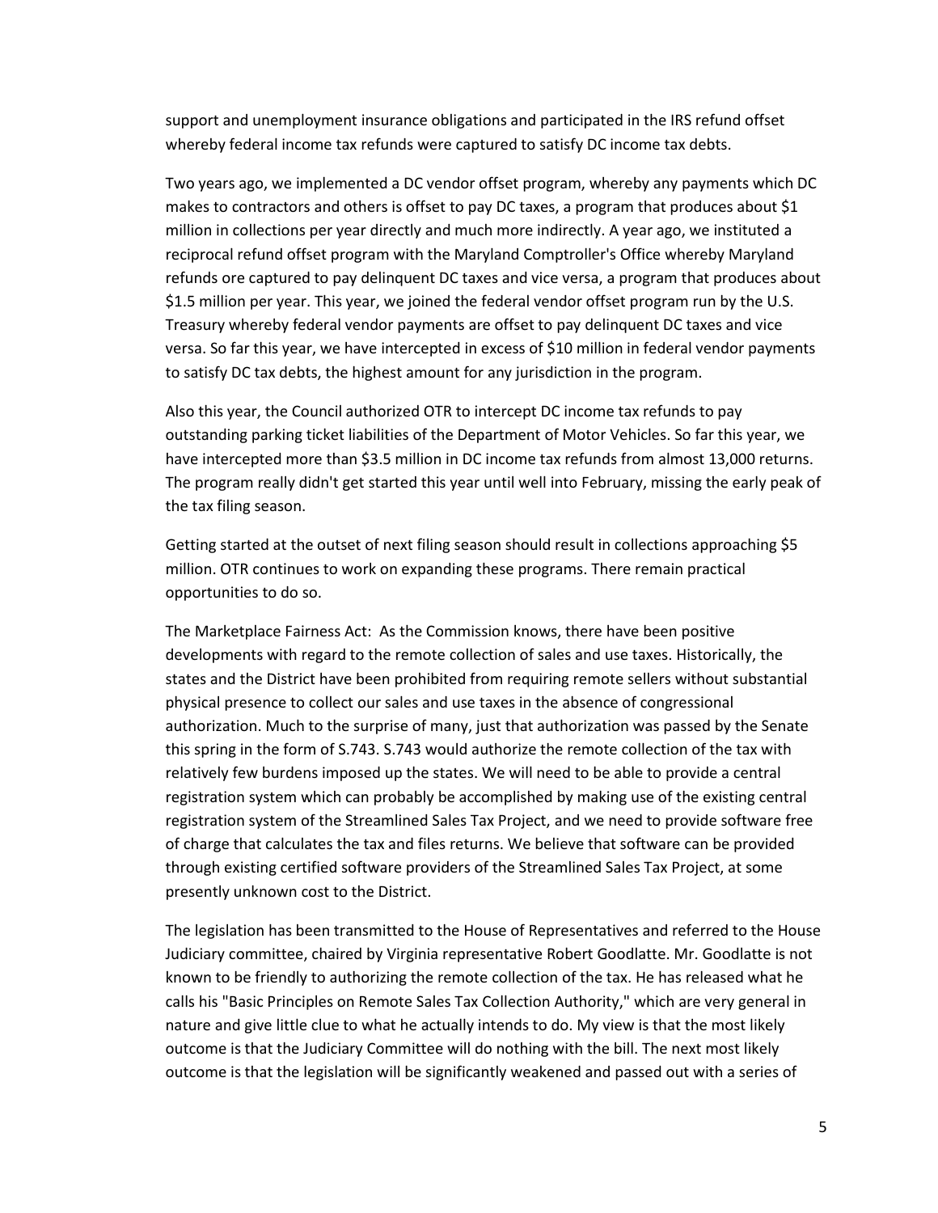support and unemployment insurance obligations and participated in the IRS refund offset whereby federal income tax refunds were captured to satisfy DC income tax debts.

Two years ago, we implemented a DC vendor offset program, whereby any payments which DC makes to contractors and others is offset to pay DC taxes, a program that produces about $1 million in collections per year directly and much more indirectly. A year ago, we instituted a reciprocal refund offset program with the Maryland Comptroller's Office whereby Maryland refunds ore captured to pay delinquent DC taxes and vice versa, a program that produces about $1.5 million per year. This year, we joined the federal vendor offset program run by the U.S. Treasury whereby federal vendor payments are offset to pay delinquent DC taxes and vice versa. So far this year, we have intercepted in excess of $10 million in federal vendor payments to satisfy DC tax debts, the highest amount for any jurisdiction in the program.

Also this year, the Council authorized OTR to intercept DC income tax refunds to pay outstanding parking ticket liabilities of the Department of Motor Vehicles. So far this year, we have intercepted more than $3.5 million in DC income tax refunds from almost 13,000 returns. The program really didn't get started this year until well into February, missing the early peak of the tax filing season.

Getting started at the outset of next filing season should result in collections approaching $5 million. OTR continues to work on expanding these programs. There remain practical opportunities to do so.

The Marketplace Fairness Act: As the Commission knows, there have been positive developments with regard to the remote collection of sales and use taxes. Historically, the states and the District have been prohibited from requiring remote sellers without substantial physical presence to collect our sales and use taxes in the absence of congressional authorization. Much to the surprise of many, just that authorization was passed by the Senate this spring in the form of S.743. S.743 would authorize the remote collection of the tax with relatively few burdens imposed up the states. We will need to be able to provide a central registration system which can probably be accomplished by making use of the existing central registration system of the Streamlined Sales Tax Project, and we need to provide software free of charge that calculates the tax and files returns. We believe that software can be provided through existing certified software providers of the Streamlined Sales Tax Project, at some presently unknown cost to the District.

The legislation has been transmitted to the House of Representatives and referred to the House Judiciary committee, chaired by Virginia representative Robert Goodlatte. Mr. Goodlatte is not known to be friendly to authorizing the remote collection of the tax. He has released what he calls his "Basic Principles on Remote Sales Tax Collection Authority," which are very general in nature and give little clue to what he actually intends to do. My view is that the most likely outcome is that the Judiciary Committee will do nothing with the bill. The next most likely outcome is that the legislation will be significantly weakened and passed out with a series of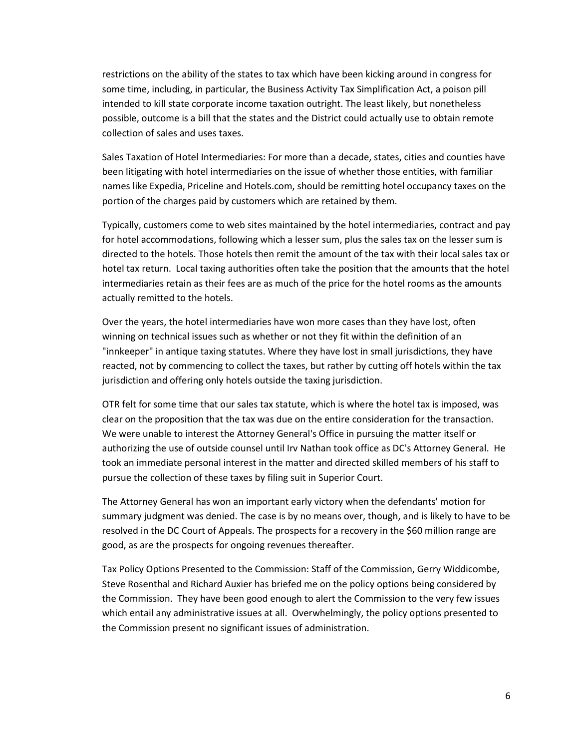restrictions on the ability of the states to tax which have been kicking around in congress for some time, including, in particular, the Business Activity Tax Simplification Act, a poison pill intended to kill state corporate income taxation outright. The least likely, but nonetheless possible, outcome is a bill that the states and the District could actually use to obtain remote collection of sales and uses taxes.

Sales Taxation of Hotel Intermediaries: For more than a decade, states, cities and counties have been litigating with hotel intermediaries on the issue of whether those entities, with familiar names like Expedia, Priceline and Hotels.com, should be remitting hotel occupancy taxes on the portion of the charges paid by customers which are retained by them.

Typically, customers come to web sites maintained by the hotel intermediaries, contract and pay for hotel accommodations, following which a lesser sum, plus the sales tax on the lesser sum is directed to the hotels. Those hotels then remit the amount of the tax with their local sales tax or hotel tax return. Local taxing authorities often take the position that the amounts that the hotel intermediaries retain as their fees are as much of the price for the hotel rooms as the amounts actually remitted to the hotels.

Over the years, the hotel intermediaries have won more cases than they have lost, often winning on technical issues such as whether or not they fit within the definition of an "innkeeper" in antique taxing statutes. Where they have lost in small jurisdictions, they have reacted, not by commencing to collect the taxes, but rather by cutting off hotels within the tax jurisdiction and offering only hotels outside the taxing jurisdiction.

OTR felt for some time that our sales tax statute, which is where the hotel tax is imposed, was clear on the proposition that the tax was due on the entire consideration for the transaction. We were unable to interest the Attorney General's Office in pursuing the matter itself or authorizing the use of outside counsel until Irv Nathan took office as DC's Attorney General. He took an immediate personal interest in the matter and directed skilled members of his staff to pursue the collection of these taxes by filing suit in Superior Court.

The Attorney General has won an important early victory when the defendants' motion for summary judgment was denied. The case is by no means over, though, and is likely to have to be resolved in the DC Court of Appeals. The prospects for a recovery in the $60 million range are good, as are the prospects for ongoing revenues thereafter.

Tax Policy Options Presented to the Commission: Staff of the Commission, Gerry Widdicombe, Steve Rosenthal and Richard Auxier has briefed me on the policy options being considered by the Commission. They have been good enough to alert the Commission to the very few issues which entail any administrative issues at all. Overwhelmingly, the policy options presented to the Commission present no significant issues of administration.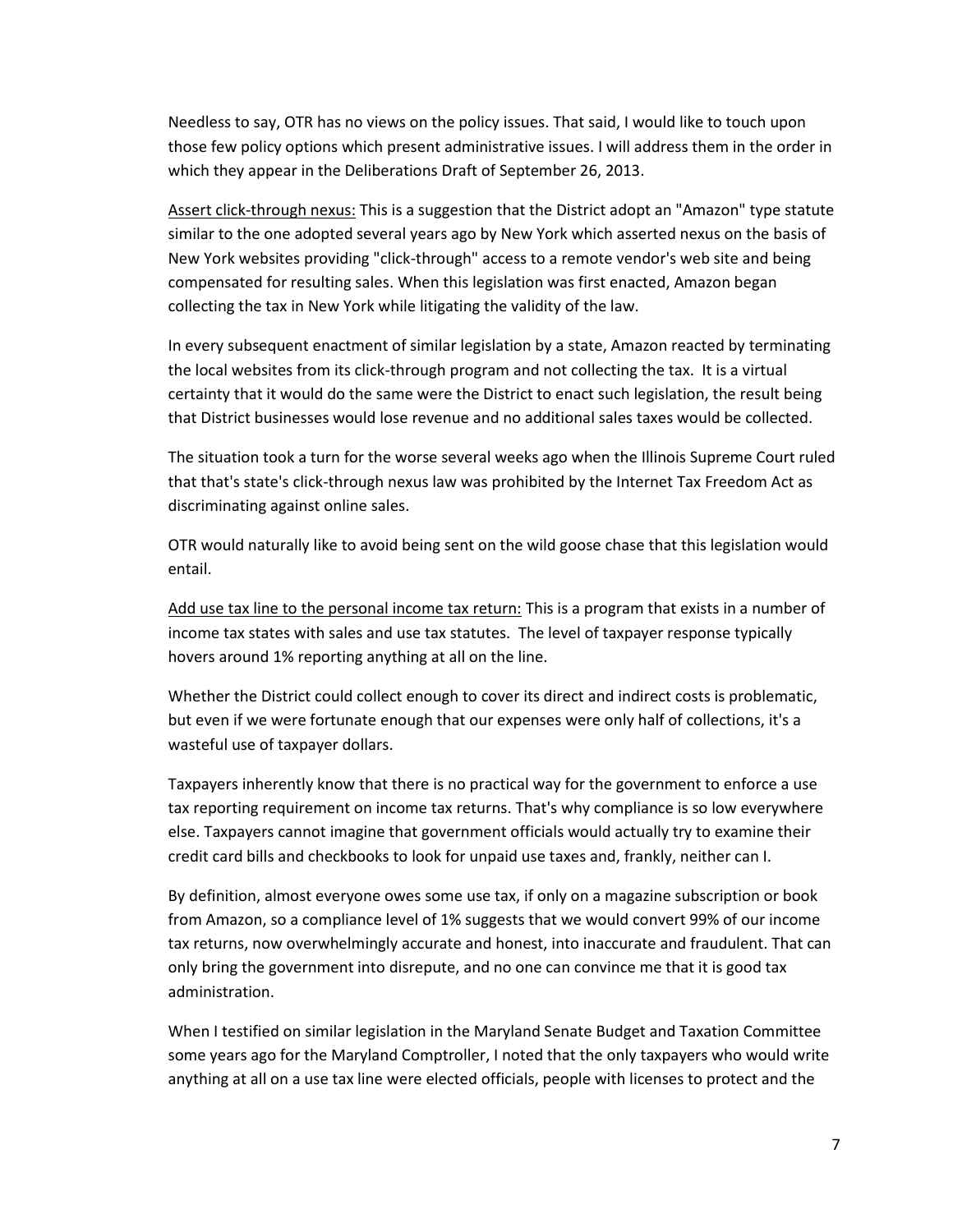Needless to say, OTR has no views on the policy issues. That said, I would like to touch upon those few policy options which present administrative issues. I will address them in the order in which they appear in the Deliberations Draft of September 26, 2013.

<u>Assert click-through nexus:</u> This is a suggestion that the District adopt an "Amazon" type statute similar to the one adopted several years ago by New York which asserted nexus on the basis of New York websites providing "click-through" access to a remote vendor's web site and being compensated for resulting sales. When this legislation was first enacted, Amazon began collecting the tax in New York while litigating the validity of the law.

In every subsequent enactment of similar legislation by a state, Amazon reacted by terminating the local websites from its click-through program and not collecting the tax. It is a virtual certainty that it would do the same were the District to enact such legislation, the result being that District businesses would lose revenue and no additional sales taxes would be collected.

The situation took a turn for the worse several weeks ago when the Illinois Supreme Court ruled that that's state's click-through nexus law was prohibited by the Internet Tax Freedom Act as discriminating against online sales.

OTR would naturally like to avoid being sent on the wild goose chase that this legislation would entail.

<u>Add use tax line to the personal income tax return:</u> This is a program that exists in a number of income tax states with sales and use tax statutes. The level of taxpayer response typically hovers around 1% reporting anything at all on the line.

Whether the District could collect enough to cover its direct and indirect costs is problematic, but even if we were fortunate enough that our expenses were only half of collections, it's a wasteful use of taxpayer dollars.

Taxpayers inherently know that there is no practical way for the government to enforce a use tax reporting requirement on income tax returns. That's why compliance is so low everywhere else. Taxpayers cannot imagine that government officials would actually try to examine their credit card bills and checkbooks to look for unpaid use taxes and, frankly, neither can I.

By definition, almost everyone owes some use tax, if only on a magazine subscription or book from Amazon, so a compliance level of 1% suggests that we would convert 99% of our income tax returns, now overwhelmingly accurate and honest, into inaccurate and fraudulent. That can only bring the government into disrepute, and no one can convince me that it is good tax administration.

When I testified on similar legislation in the Maryland Senate Budget and Taxation Committee some years ago for the Maryland Comptroller, I noted that the only taxpayers who would write anything at all on a use tax line were elected officials, people with licenses to protect and the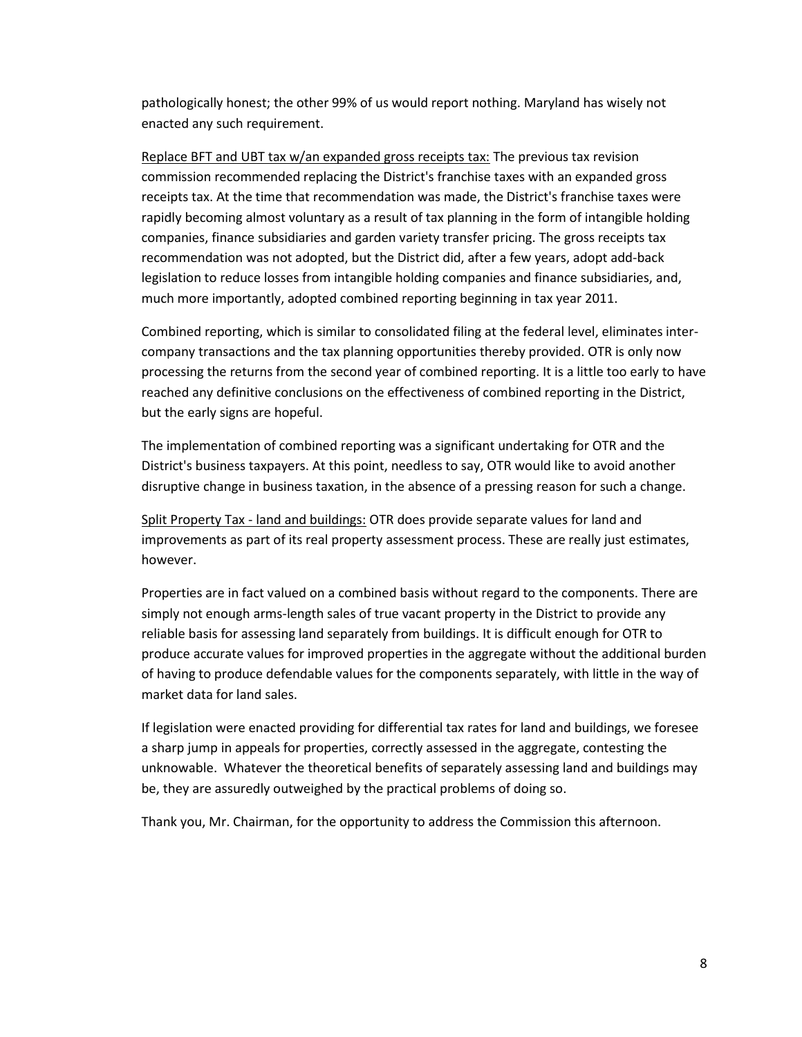pathologically honest; the other 99% of us would report nothing. Maryland has wisely not enacted any such requirement.

<u>Replace BFT and UBT tax w/an expanded gross receipts tax:</u> The previous tax revision commission recommended replacing the District's franchise taxes with an expanded gross receipts tax. At the time that recommendation was made, the District's franchise taxes were rapidly becoming almost voluntary as a result of tax planning in the form of intangible holding companies, finance subsidiaries and garden variety transfer pricing. The gross receipts tax recommendation was not adopted, but the District did, after a few years, adopt add-back legislation to reduce losses from intangible holding companies and finance subsidiaries, and, much more importantly, adopted combined reporting beginning in tax year 2011.

Combined reporting, which is similar to consolidated filing at the federal level, eliminates inter-company transactions and the tax planning opportunities thereby provided. OTR is only now processing the returns from the second year of combined reporting. It is a little too early to have reached any definitive conclusions on the effectiveness of combined reporting in the District, but the early signs are hopeful.

The implementation of combined reporting was a significant undertaking for OTR and the District's business taxpayers. At this point, needless to say, OTR would like to avoid another disruptive change in business taxation, in the absence of a pressing reason for such a change.

<u>Split Property Tax - land and buildings:</u> OTR does provide separate values for land and improvements as part of its real property assessment process. These are really just estimates, however.

Properties are in fact valued on a combined basis without regard to the components. There are simply not enough arms-length sales of true vacant property in the District to provide any reliable basis for assessing land separately from buildings. It is difficult enough for OTR to produce accurate values for improved properties in the aggregate without the additional burden of having to produce defendable values for the components separately, with little in the way of market data for land sales.

If legislation were enacted providing for differential tax rates for land and buildings, we foresee a sharp jump in appeals for properties, correctly assessed in the aggregate, contesting the unknowable. Whatever the theoretical benefits of separately assessing land and buildings may be, they are assuredly outweighed by the practical problems of doing so.

Thank you, Mr. Chairman, for the opportunity to address the Commission this afternoon.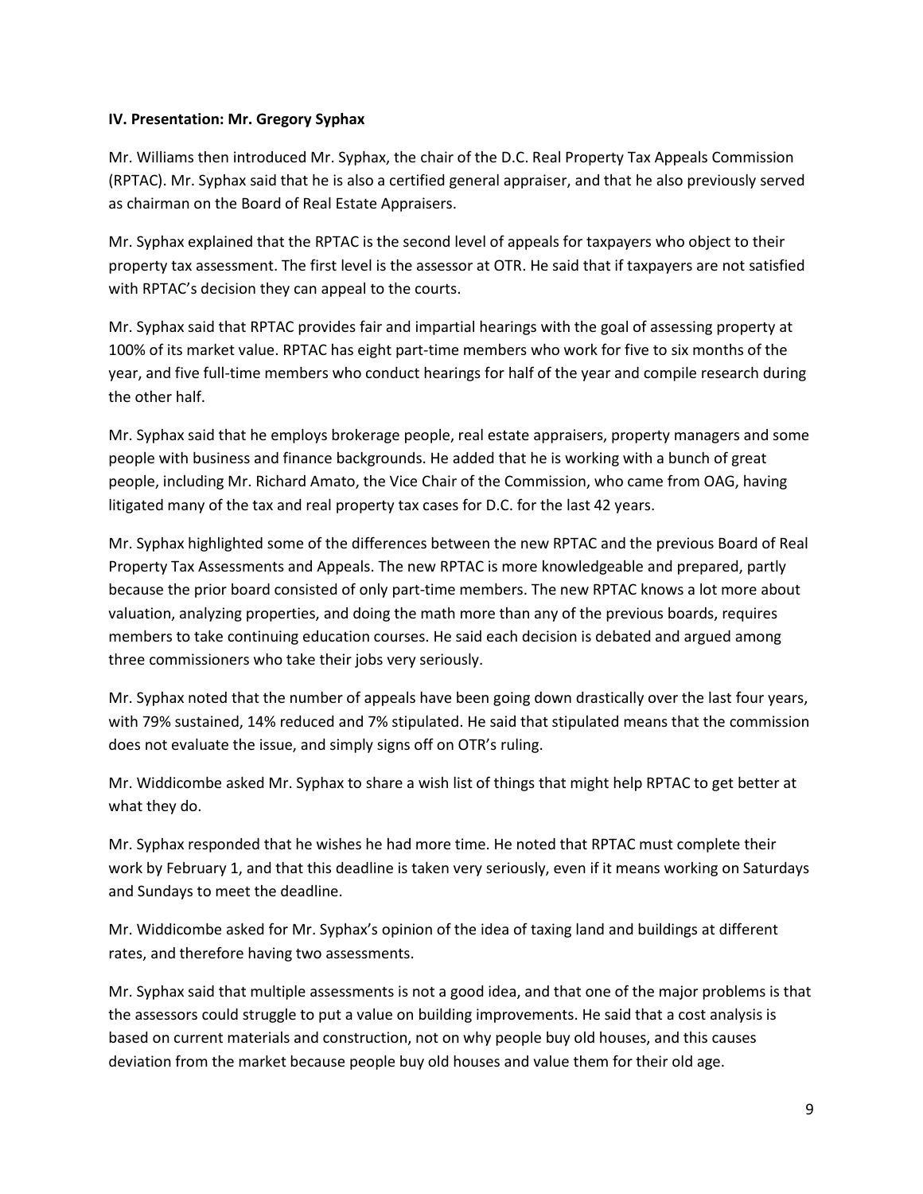**IV. Presentation: Mr. Gregory Syphax**

Mr. Williams then introduced Mr. Syphax, the chair of the D.C. Real Property Tax Appeals Commission (RPTAC). Mr. Syphax said that he is also a certified general appraiser, and that he also previously served as chairman on the Board of Real Estate Appraisers.

Mr. Syphax explained that the RPTAC is the second level of appeals for taxpayers who object to their property tax assessment. The first level is the assessor at OTR. He said that if taxpayers are not satisfied with RPTAC's decision they can appeal to the courts.

Mr. Syphax said that RPTAC provides fair and impartial hearings with the goal of assessing property at 100% of its market value. RPTAC has eight part-time members who work for five to six months of the year, and five full-time members who conduct hearings for half of the year and compile research during the other half.

Mr. Syphax said that he employs brokerage people, real estate appraisers, property managers and some people with business and finance backgrounds. He added that he is working with a bunch of great people, including Mr. Richard Amato, the Vice Chair of the Commission, who came from OAG, having litigated many of the tax and real property tax cases for D.C. for the last 42 years.

Mr. Syphax highlighted some of the differences between the new RPTAC and the previous Board of Real Property Tax Assessments and Appeals. The new RPTAC is more knowledgeable and prepared, partly because the prior board consisted of only part-time members. The new RPTAC knows a lot more about valuation, analyzing properties, and doing the math more than any of the previous boards, requires members to take continuing education courses. He said each decision is debated and argued among three commissioners who take their jobs very seriously.

Mr. Syphax noted that the number of appeals have been going down drastically over the last four years, with 79% sustained, 14% reduced and 7% stipulated. He said that stipulated means that the commission does not evaluate the issue, and simply signs off on OTR's ruling.

Mr. Widdicombe asked Mr. Syphax to share a wish list of things that might help RPTAC to get better at what they do.

Mr. Syphax responded that he wishes he had more time. He noted that RPTAC must complete their work by February 1, and that this deadline is taken very seriously, even if it means working on Saturdays and Sundays to meet the deadline.

Mr. Widdicombe asked for Mr. Syphax's opinion of the idea of taxing land and buildings at different rates, and therefore having two assessments.

Mr. Syphax said that multiple assessments is not a good idea, and that one of the major problems is that the assessors could struggle to put a value on building improvements. He said that a cost analysis is based on current materials and construction, not on why people buy old houses, and this causes deviation from the market because people buy old houses and value them for their old age.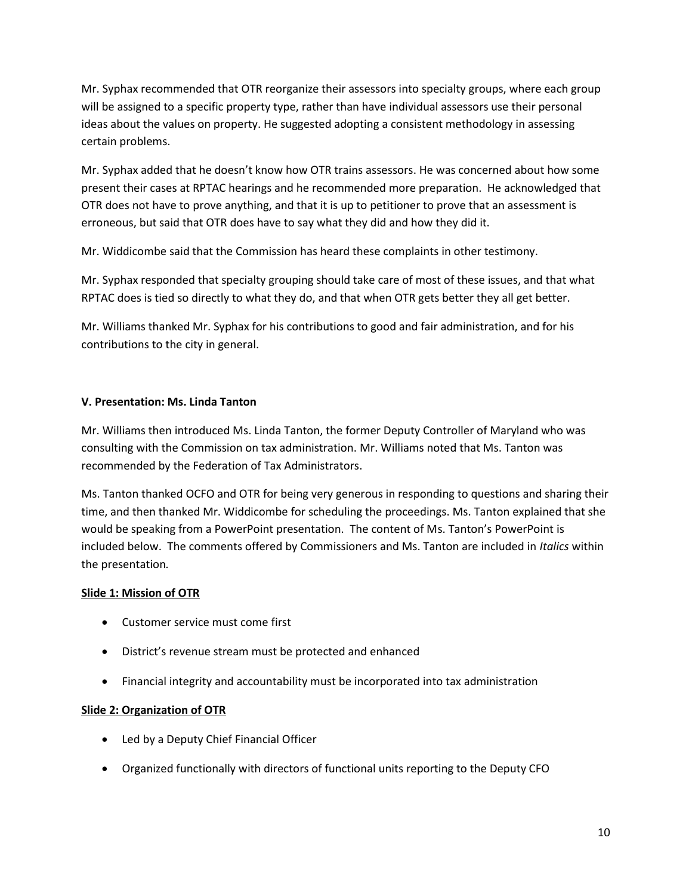Mr. Syphax recommended that OTR reorganize their assessors into specialty groups, where each group will be assigned to a specific property type, rather than have individual assessors use their personal ideas about the values on property. He suggested adopting a consistent methodology in assessing certain problems.

Mr. Syphax added that he doesn't know how OTR trains assessors. He was concerned about how some present their cases at RPTAC hearings and he recommended more preparation. He acknowledged that OTR does not have to prove anything, and that it is up to petitioner to prove that an assessment is erroneous, but said that OTR does have to say what they did and how they did it.

Mr. Widdicombe said that the Commission has heard these complaints in other testimony.

Mr. Syphax responded that specialty grouping should take care of most of these issues, and that what RPTAC does is tied so directly to what they do, and that when OTR gets better they all get better.

Mr. Williams thanked Mr. Syphax for his contributions to good and fair administration, and for his contributions to the city in general.

**V. Presentation: Ms. Linda Tanton**

Mr. Williams then introduced Ms. Linda Tanton, the former Deputy Controller of Maryland who was consulting with the Commission on tax administration. Mr. Williams noted that Ms. Tanton was recommended by the Federation of Tax Administrators.

Ms. Tanton thanked OCFO and OTR for being very generous in responding to questions and sharing their time, and then thanked Mr. Widdicombe for scheduling the proceedings. Ms. Tanton explained that she would be speaking from a PowerPoint presentation. The content of Ms. Tanton's PowerPoint is included below. The comments offered by Commissioners and Ms. Tanton are included in *Italics* within the presentation.

**Slide 1: Mission of OTR**

- Customer service must come first
- District's revenue stream must be protected and enhanced
- Financial integrity and accountability must be incorporated into tax administration

**Slide 2: Organization of OTR**

- Led by a Deputy Chief Financial Officer
- Organized functionally with directors of functional units reporting to the Deputy CFO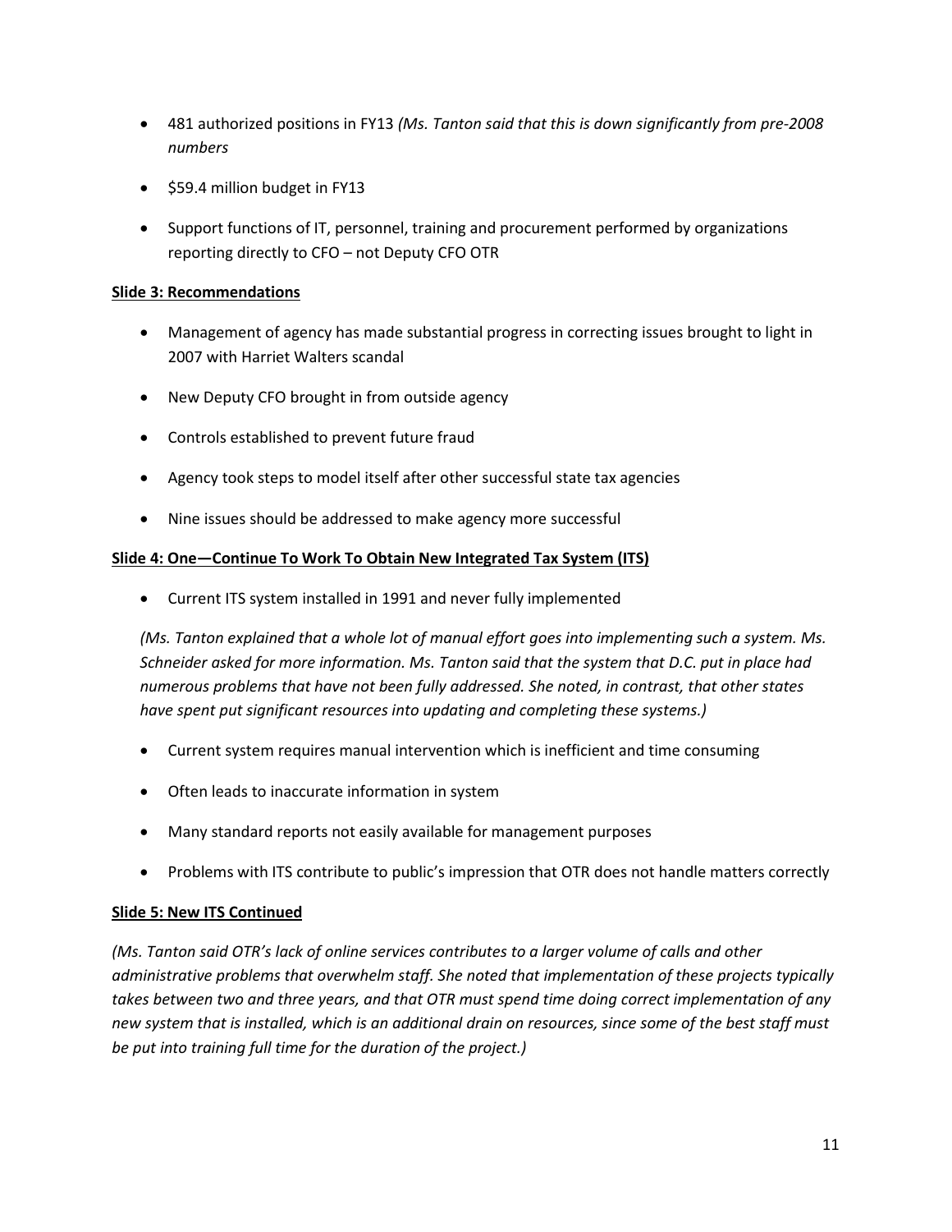- 481 authorized positions in FY13 *(Ms. Tanton said that this is down significantly from pre-2008 numbers*
- $59.4 million budget in FY13
- Support functions of IT, personnel, training and procurement performed by organizations reporting directly to CFO – not Deputy CFO OTR

**Slide 3: Recommendations**

- Management of agency has made substantial progress in correcting issues brought to light in 2007 with Harriet Walters scandal
- New Deputy CFO brought in from outside agency
- Controls established to prevent future fraud
- Agency took steps to model itself after other successful state tax agencies
- Nine issues should be addressed to make agency more successful

**Slide 4: One—Continue To Work To Obtain New Integrated Tax System (ITS)**

- Current ITS system installed in 1991 and never fully implemented

*(Ms. Tanton explained that a whole lot of manual effort goes into implementing such a system. Ms. Schneider asked for more information. Ms. Tanton said that the system that D.C. put in place had numerous problems that have not been fully addressed. She noted, in contrast, that other states have spent put significant resources into updating and completing these systems.)*

- Current system requires manual intervention which is inefficient and time consuming
- Often leads to inaccurate information in system
- Many standard reports not easily available for management purposes
- Problems with ITS contribute to public's impression that OTR does not handle matters correctly

**Slide 5: New ITS Continued**

*(Ms. Tanton said OTR's lack of online services contributes to a larger volume of calls and other administrative problems that overwhelm staff. She noted that implementation of these projects typically takes between two and three years, and that OTR must spend time doing correct implementation of any new system that is installed, which is an additional drain on resources, since some of the best staff must be put into training full time for the duration of the project.)*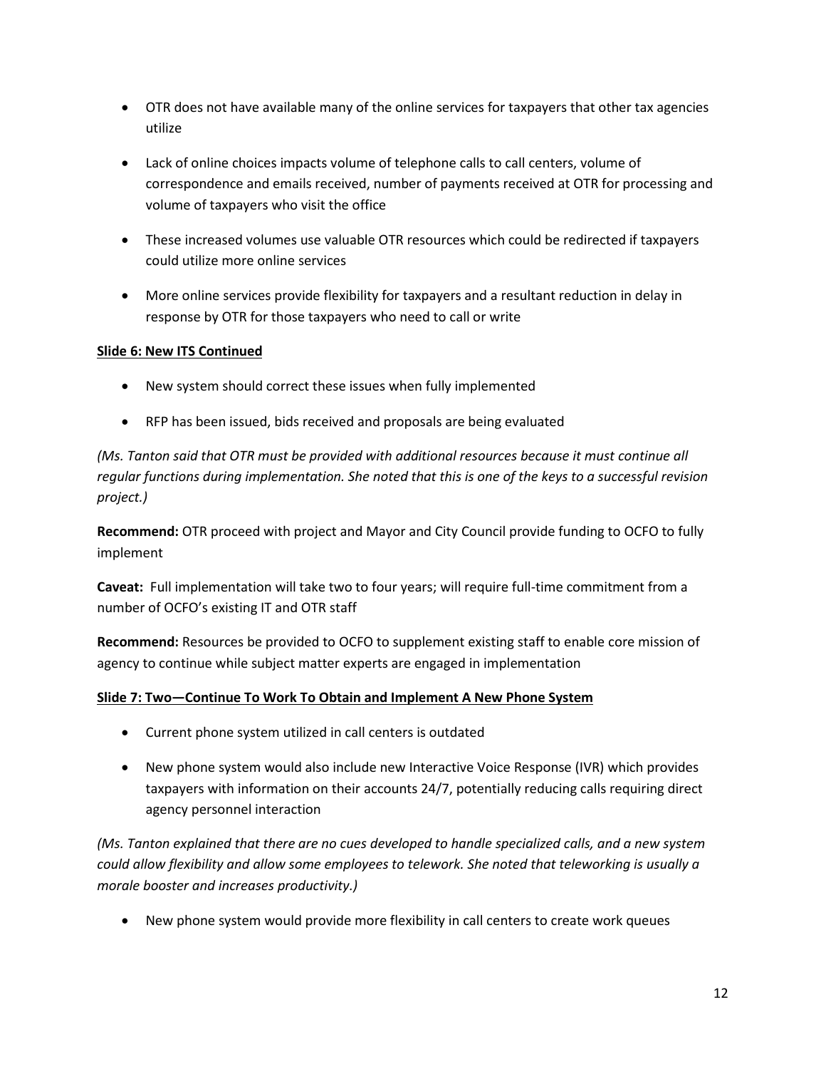- OTR does not have available many of the online services for taxpayers that other tax agencies utilize

- Lack of online choices impacts volume of telephone calls to call centers, volume of correspondence and emails received, number of payments received at OTR for processing and volume of taxpayers who visit the office

- These increased volumes use valuable OTR resources which could be redirected if taxpayers could utilize more online services

- More online services provide flexibility for taxpayers and a resultant reduction in delay in response by OTR for those taxpayers who need to call or write

**<u>Slide 6: New ITS Continued</u>**

- New system should correct these issues when fully implemented

- RFP has been issued, bids received and proposals are being evaluated

*(Ms. Tanton said that OTR must be provided with additional resources because it must continue all regular functions during implementation. She noted that this is one of the keys to a successful revision project.)*

**Recommend:** OTR proceed with project and Mayor and City Council provide funding to OCFO to fully implement

**Caveat:** Full implementation will take two to four years; will require full-time commitment from a number of OCFO's existing IT and OTR staff

**Recommend:** Resources be provided to OCFO to supplement existing staff to enable core mission of agency to continue while subject matter experts are engaged in implementation

**<u>Slide 7: Two—Continue To Work To Obtain and Implement A New Phone System</u>**

- Current phone system utilized in call centers is outdated

- New phone system would also include new Interactive Voice Response (IVR) which provides taxpayers with information on their accounts 24/7, potentially reducing calls requiring direct agency personnel interaction

*(Ms. Tanton explained that there are no cues developed to handle specialized calls, and a new system could allow flexibility and allow some employees to telework. She noted that teleworking is usually a morale booster and increases productivity.)*

- New phone system would provide more flexibility in call centers to create work queues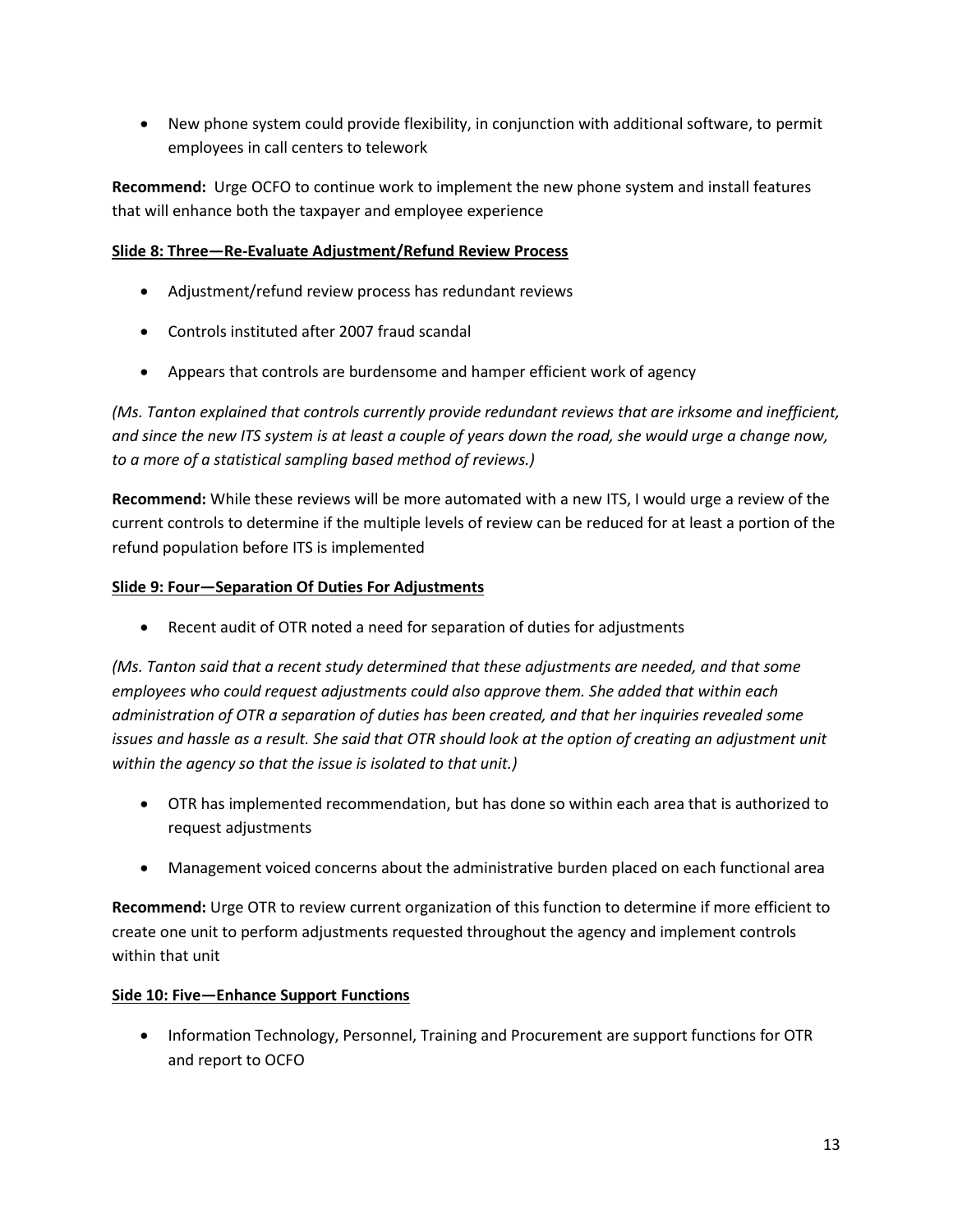- New phone system could provide flexibility, in conjunction with additional software, to permit employees in call centers to telework

**Recommend:** Urge OCFO to continue work to implement the new phone system and install features that will enhance both the taxpayer and employee experience

**<u>Slide 8: Three—Re-Evaluate Adjustment/Refund Review Process</u>**

- Adjustment/refund review process has redundant reviews
- Controls instituted after 2007 fraud scandal
- Appears that controls are burdensome and hamper efficient work of agency

*(Ms. Tanton explained that controls currently provide redundant reviews that are irksome and inefficient, and since the new ITS system is at least a couple of years down the road, she would urge a change now, to a more of a statistical sampling based method of reviews.)*

**Recommend:** While these reviews will be more automated with a new ITS, I would urge a review of the current controls to determine if the multiple levels of review can be reduced for at least a portion of the refund population before ITS is implemented

**<u>Slide 9: Four—Separation Of Duties For Adjustments</u>**

- Recent audit of OTR noted a need for separation of duties for adjustments

*(Ms. Tanton said that a recent study determined that these adjustments are needed, and that some employees who could request adjustments could also approve them. She added that within each administration of OTR a separation of duties has been created, and that her inquiries revealed some issues and hassle as a result. She said that OTR should look at the option of creating an adjustment unit within the agency so that the issue is isolated to that unit.)*

- OTR has implemented recommendation, but has done so within each area that is authorized to request adjustments
- Management voiced concerns about the administrative burden placed on each functional area

**Recommend:** Urge OTR to review current organization of this function to determine if more efficient to create one unit to perform adjustments requested throughout the agency and implement controls within that unit

**<u>Side 10: Five—Enhance Support Functions</u>**

- Information Technology, Personnel, Training and Procurement are support functions for OTR and report to OCFO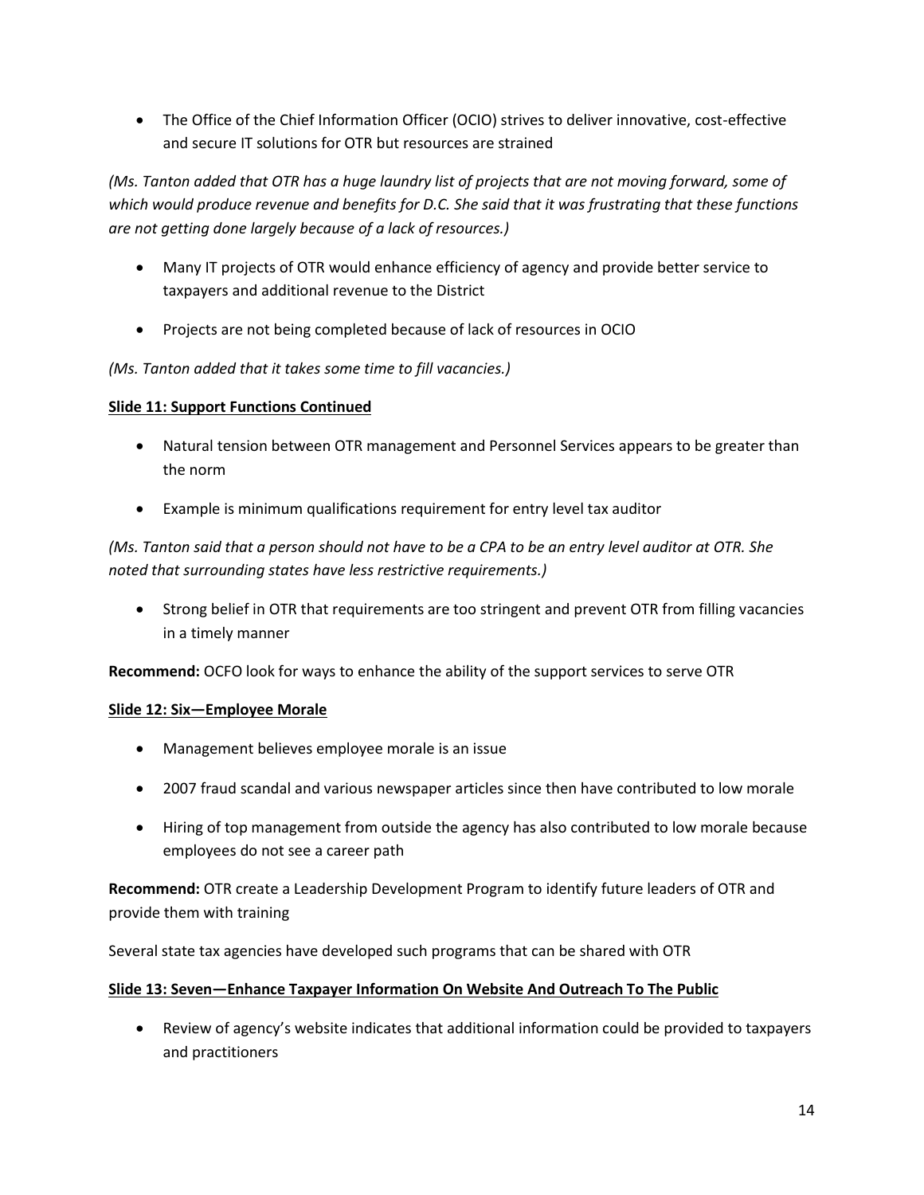- The Office of the Chief Information Officer (OCIO) strives to deliver innovative, cost-effective and secure IT solutions for OTR but resources are strained

*(Ms. Tanton added that OTR has a huge laundry list of projects that are not moving forward, some of which would produce revenue and benefits for D.C. She said that it was frustrating that these functions are not getting done largely because of a lack of resources.)*

- Many IT projects of OTR would enhance efficiency of agency and provide better service to taxpayers and additional revenue to the District
- Projects are not being completed because of lack of resources in OCIO

*(Ms. Tanton added that it takes some time to fill vacancies.)*

**Slide 11: Support Functions Continued**

- Natural tension between OTR management and Personnel Services appears to be greater than the norm
- Example is minimum qualifications requirement for entry level tax auditor

*(Ms. Tanton said that a person should not have to be a CPA to be an entry level auditor at OTR. She noted that surrounding states have less restrictive requirements.)*

- Strong belief in OTR that requirements are too stringent and prevent OTR from filling vacancies in a timely manner

**Recommend:** OCFO look for ways to enhance the ability of the support services to serve OTR

**Slide 12: Six—Employee Morale**

- Management believes employee morale is an issue
- 2007 fraud scandal and various newspaper articles since then have contributed to low morale
- Hiring of top management from outside the agency has also contributed to low morale because employees do not see a career path

**Recommend:** OTR create a Leadership Development Program to identify future leaders of OTR and provide them with training

Several state tax agencies have developed such programs that can be shared with OTR

**Slide 13: Seven—Enhance Taxpayer Information On Website And Outreach To The Public**

- Review of agency's website indicates that additional information could be provided to taxpayers and practitioners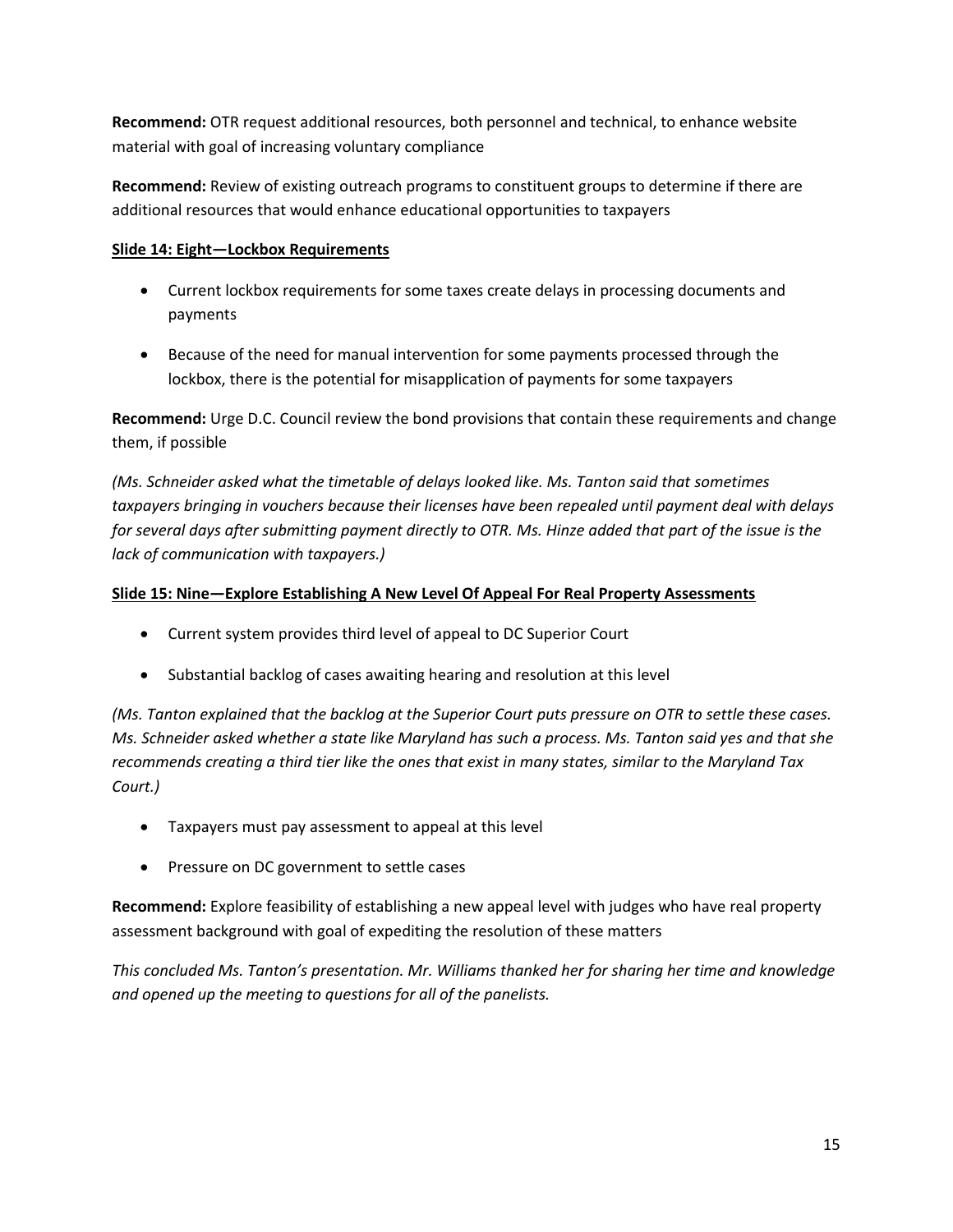**Recommend:** OTR request additional resources, both personnel and technical, to enhance website material with goal of increasing voluntary compliance

**Recommend:** Review of existing outreach programs to constituent groups to determine if there are additional resources that would enhance educational opportunities to taxpayers

**Slide 14: Eight—Lockbox Requirements**

- Current lockbox requirements for some taxes create delays in processing documents and payments
- Because of the need for manual intervention for some payments processed through the lockbox, there is the potential for misapplication of payments for some taxpayers

**Recommend:** Urge D.C. Council review the bond provisions that contain these requirements and change them, if possible

*(Ms. Schneider asked what the timetable of delays looked like. Ms. Tanton said that sometimes taxpayers bringing in vouchers because their licenses have been repealed until payment deal with delays for several days after submitting payment directly to OTR. Ms. Hinze added that part of the issue is the lack of communication with taxpayers.)*

**Slide 15: Nine—Explore Establishing A New Level Of Appeal For Real Property Assessments**

- Current system provides third level of appeal to DC Superior Court
- Substantial backlog of cases awaiting hearing and resolution at this level

*(Ms. Tanton explained that the backlog at the Superior Court puts pressure on OTR to settle these cases. Ms. Schneider asked whether a state like Maryland has such a process. Ms. Tanton said yes and that she recommends creating a third tier like the ones that exist in many states, similar to the Maryland Tax Court.)*

- Taxpayers must pay assessment to appeal at this level
- Pressure on DC government to settle cases

**Recommend:** Explore feasibility of establishing a new appeal level with judges who have real property assessment background with goal of expediting the resolution of these matters

*This concluded Ms. Tanton's presentation. Mr. Williams thanked her for sharing her time and knowledge and opened up the meeting to questions for all of the panelists.*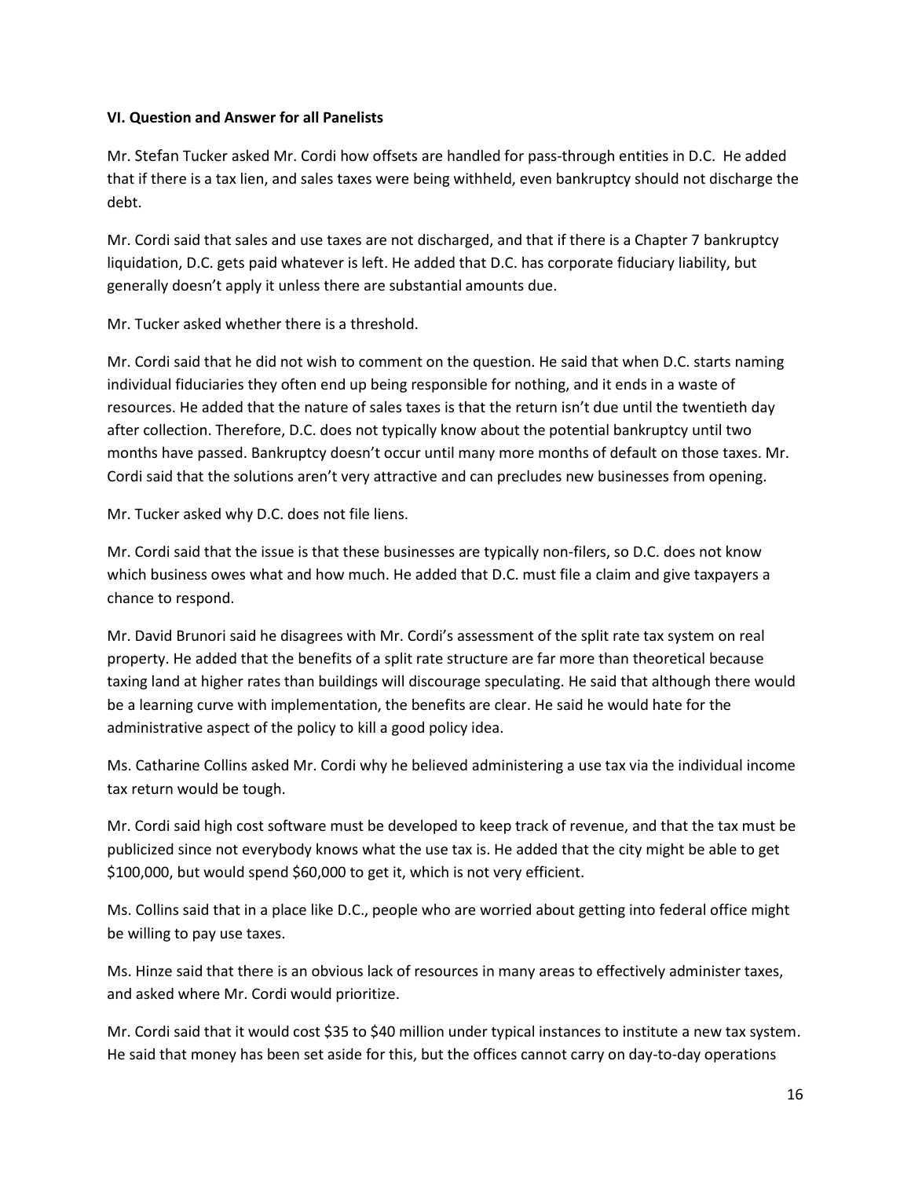**VI. Question and Answer for all Panelists**

Mr. Stefan Tucker asked Mr. Cordi how offsets are handled for pass-through entities in D.C. He added that if there is a tax lien, and sales taxes were being withheld, even bankruptcy should not discharge the debt.

Mr. Cordi said that sales and use taxes are not discharged, and that if there is a Chapter 7 bankruptcy liquidation, D.C. gets paid whatever is left. He added that D.C. has corporate fiduciary liability, but generally doesn't apply it unless there are substantial amounts due.

Mr. Tucker asked whether there is a threshold.

Mr. Cordi said that he did not wish to comment on the question. He said that when D.C. starts naming individual fiduciaries they often end up being responsible for nothing, and it ends in a waste of resources. He added that the nature of sales taxes is that the return isn't due until the twentieth day after collection. Therefore, D.C. does not typically know about the potential bankruptcy until two months have passed. Bankruptcy doesn't occur until many more months of default on those taxes. Mr. Cordi said that the solutions aren't very attractive and can precludes new businesses from opening.

Mr. Tucker asked why D.C. does not file liens.

Mr. Cordi said that the issue is that these businesses are typically non-filers, so D.C. does not know which business owes what and how much. He added that D.C. must file a claim and give taxpayers a chance to respond.

Mr. David Brunori said he disagrees with Mr. Cordi's assessment of the split rate tax system on real property. He added that the benefits of a split rate structure are far more than theoretical because taxing land at higher rates than buildings will discourage speculating. He said that although there would be a learning curve with implementation, the benefits are clear. He said he would hate for the administrative aspect of the policy to kill a good policy idea.

Ms. Catharine Collins asked Mr. Cordi why he believed administering a use tax via the individual income tax return would be tough.

Mr. Cordi said high cost software must be developed to keep track of revenue, and that the tax must be publicized since not everybody knows what the use tax is. He added that the city might be able to get $100,000, but would spend $60,000 to get it, which is not very efficient.

Ms. Collins said that in a place like D.C., people who are worried about getting into federal office might be willing to pay use taxes.

Ms. Hinze said that there is an obvious lack of resources in many areas to effectively administer taxes, and asked where Mr. Cordi would prioritize.

Mr. Cordi said that it would cost $35 to $40 million under typical instances to institute a new tax system. He said that money has been set aside for this, but the offices cannot carry on day-to-day operations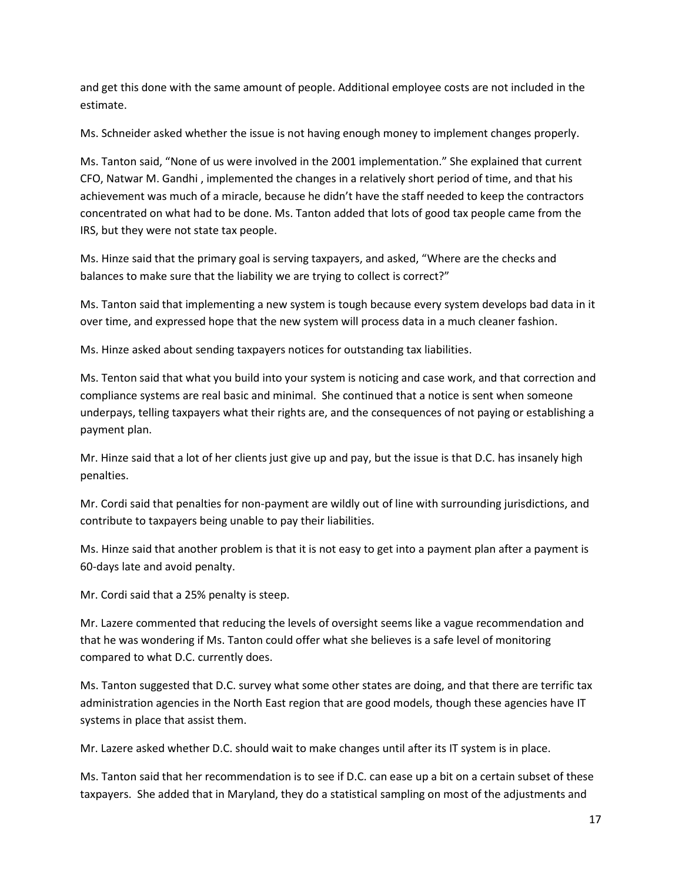and get this done with the same amount of people. Additional employee costs are not included in the estimate.

Ms. Schneider asked whether the issue is not having enough money to implement changes properly.

Ms. Tanton said, "None of us were involved in the 2001 implementation." She explained that current CFO, Natwar M. Gandhi , implemented the changes in a relatively short period of time, and that his achievement was much of a miracle, because he didn't have the staff needed to keep the contractors concentrated on what had to be done. Ms. Tanton added that lots of good tax people came from the IRS, but they were not state tax people.

Ms. Hinze said that the primary goal is serving taxpayers, and asked, "Where are the checks and balances to make sure that the liability we are trying to collect is correct?"

Ms. Tanton said that implementing a new system is tough because every system develops bad data in it over time, and expressed hope that the new system will process data in a much cleaner fashion.

Ms. Hinze asked about sending taxpayers notices for outstanding tax liabilities.

Ms. Tenton said that what you build into your system is noticing and case work, and that correction and compliance systems are real basic and minimal. She continued that a notice is sent when someone underpays, telling taxpayers what their rights are, and the consequences of not paying or establishing a payment plan.

Mr. Hinze said that a lot of her clients just give up and pay, but the issue is that D.C. has insanely high penalties.

Mr. Cordi said that penalties for non-payment are wildly out of line with surrounding jurisdictions, and contribute to taxpayers being unable to pay their liabilities.

Ms. Hinze said that another problem is that it is not easy to get into a payment plan after a payment is 60-days late and avoid penalty.

Mr. Cordi said that a 25% penalty is steep.

Mr. Lazere commented that reducing the levels of oversight seems like a vague recommendation and that he was wondering if Ms. Tanton could offer what she believes is a safe level of monitoring compared to what D.C. currently does.

Ms. Tanton suggested that D.C. survey what some other states are doing, and that there are terrific tax administration agencies in the North East region that are good models, though these agencies have IT systems in place that assist them.

Mr. Lazere asked whether D.C. should wait to make changes until after its IT system is in place.

Ms. Tanton said that her recommendation is to see if D.C. can ease up a bit on a certain subset of these taxpayers. She added that in Maryland, they do a statistical sampling on most of the adjustments and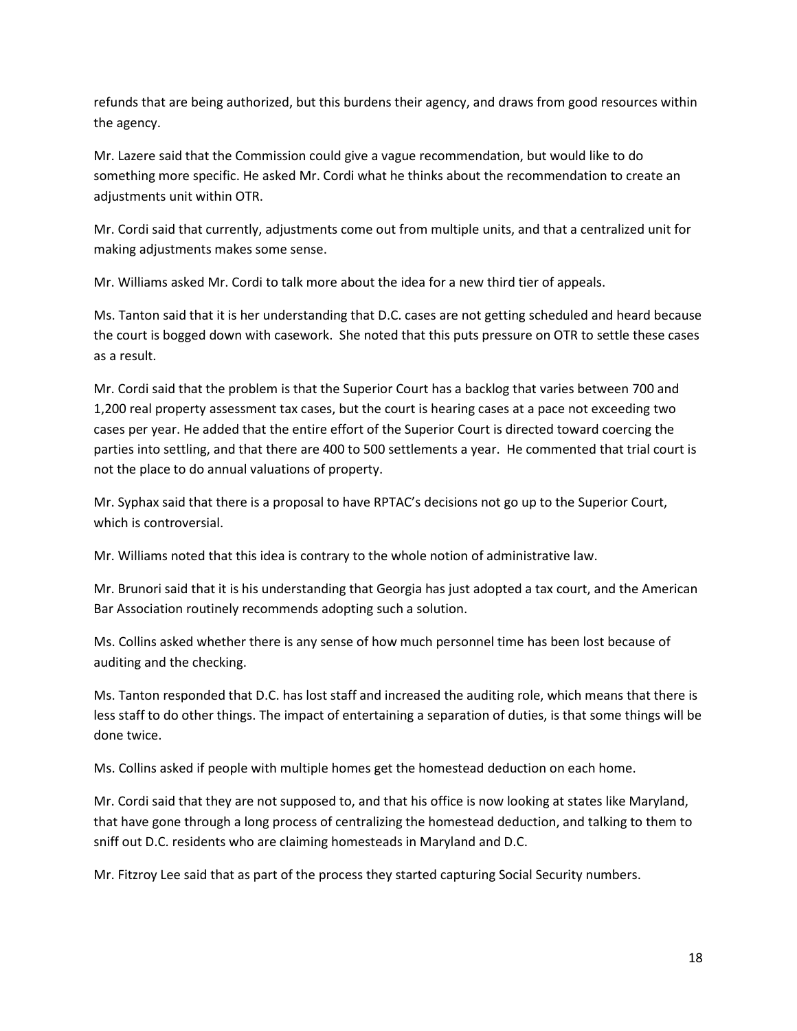refunds that are being authorized, but this burdens their agency, and draws from good resources within the agency.

Mr. Lazere said that the Commission could give a vague recommendation, but would like to do something more specific. He asked Mr. Cordi what he thinks about the recommendation to create an adjustments unit within OTR.

Mr. Cordi said that currently, adjustments come out from multiple units, and that a centralized unit for making adjustments makes some sense.

Mr. Williams asked Mr. Cordi to talk more about the idea for a new third tier of appeals.

Ms. Tanton said that it is her understanding that D.C. cases are not getting scheduled and heard because the court is bogged down with casework. She noted that this puts pressure on OTR to settle these cases as a result.

Mr. Cordi said that the problem is that the Superior Court has a backlog that varies between 700 and 1,200 real property assessment tax cases, but the court is hearing cases at a pace not exceeding two cases per year. He added that the entire effort of the Superior Court is directed toward coercing the parties into settling, and that there are 400 to 500 settlements a year. He commented that trial court is not the place to do annual valuations of property.

Mr. Syphax said that there is a proposal to have RPTAC's decisions not go up to the Superior Court, which is controversial.

Mr. Williams noted that this idea is contrary to the whole notion of administrative law.

Mr. Brunori said that it is his understanding that Georgia has just adopted a tax court, and the American Bar Association routinely recommends adopting such a solution.

Ms. Collins asked whether there is any sense of how much personnel time has been lost because of auditing and the checking.

Ms. Tanton responded that D.C. has lost staff and increased the auditing role, which means that there is less staff to do other things. The impact of entertaining a separation of duties, is that some things will be done twice.

Ms. Collins asked if people with multiple homes get the homestead deduction on each home.

Mr. Cordi said that they are not supposed to, and that his office is now looking at states like Maryland, that have gone through a long process of centralizing the homestead deduction, and talking to them to sniff out D.C. residents who are claiming homesteads in Maryland and D.C.

Mr. Fitzroy Lee said that as part of the process they started capturing Social Security numbers.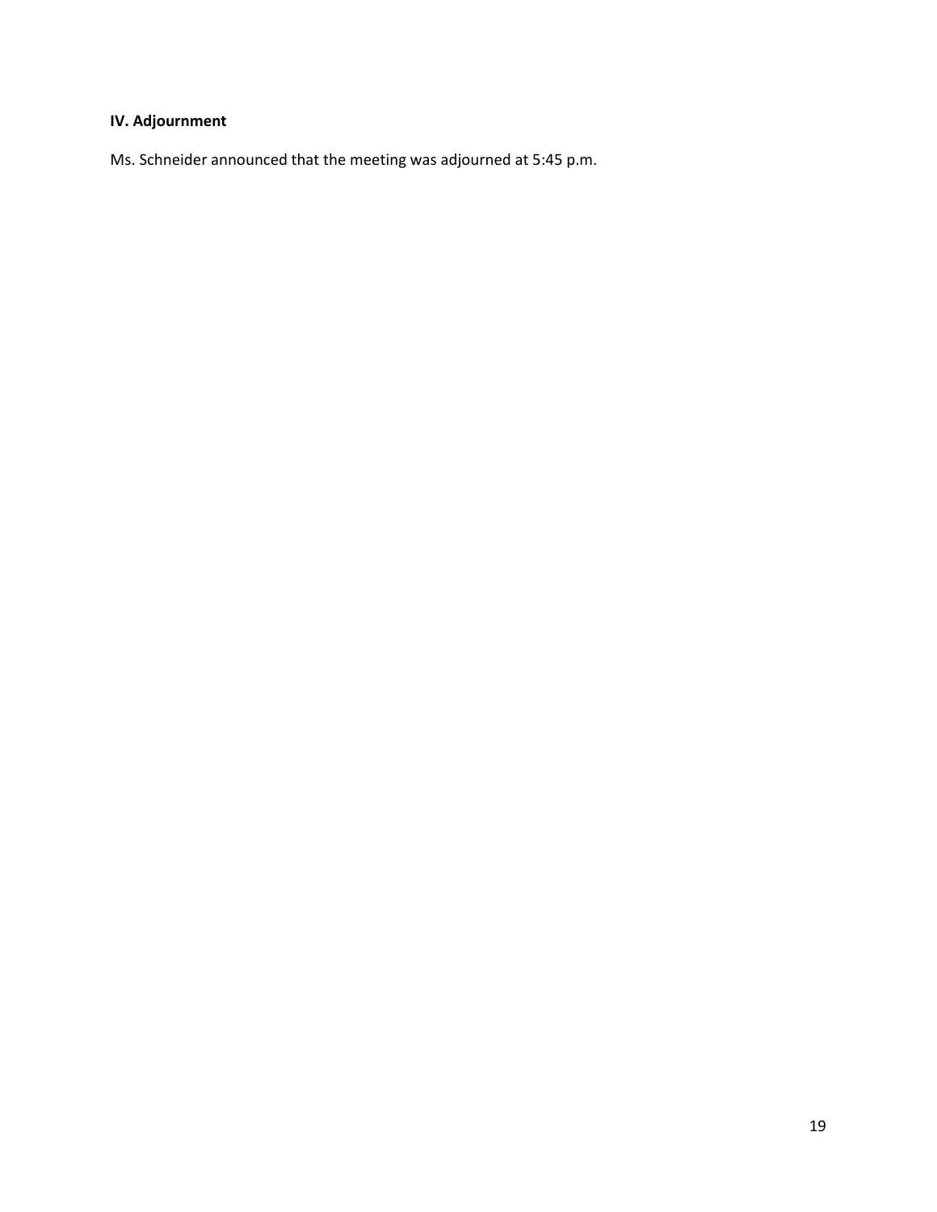**IV. Adjournment**

Ms. Schneider announced that the meeting was adjourned at 5:45 p.m.